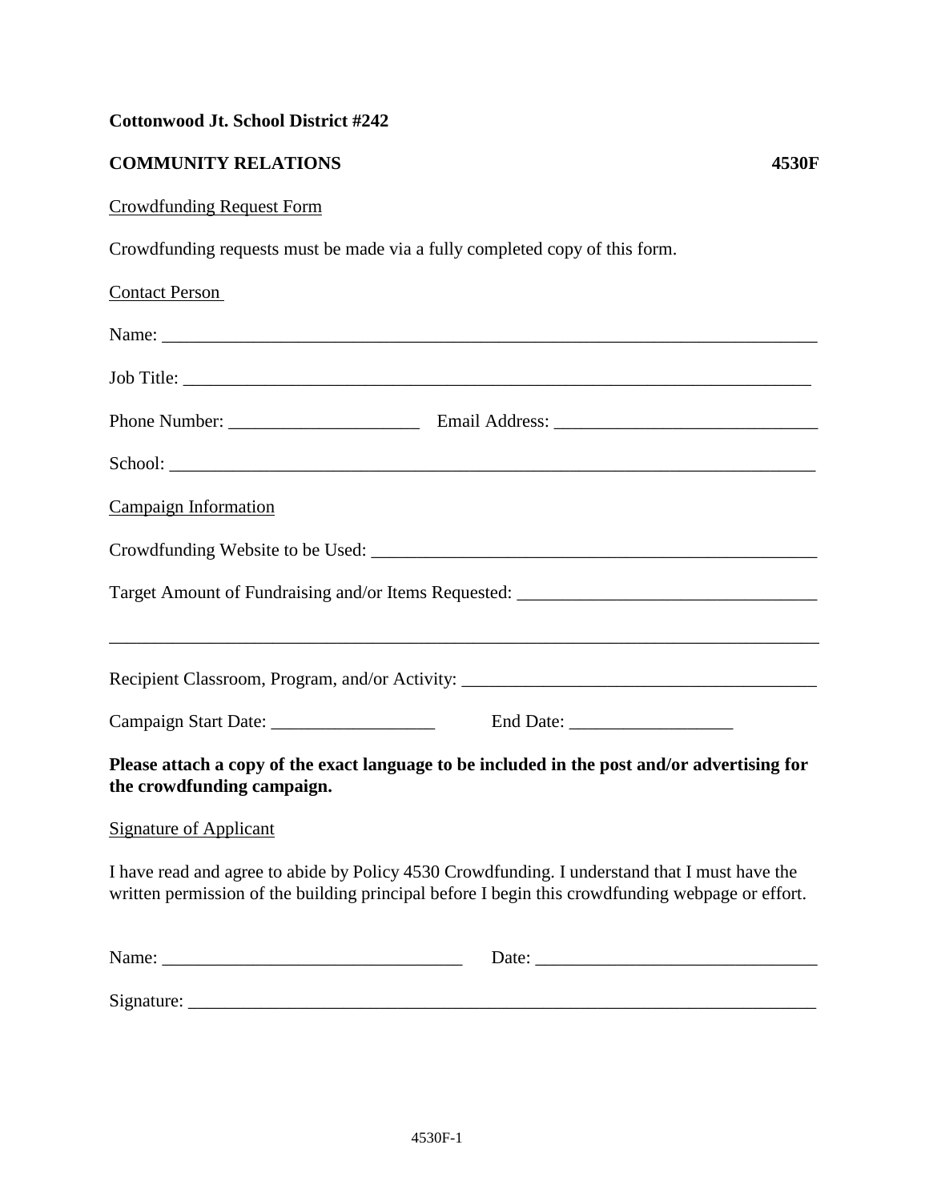**Cottonwood Jt. School District #242**

**COMMUNITY RELATIONS** **4530F**

Crowdfunding Request Form

Crowdfunding requests must be made via a fully completed copy of this form.

Contact Person

Name: ___________________________________________________________________________

Job Title: _________________________________________________________________________

Phone Number: _____________________ Email Address: _____________________________

School: __________________________________________________________________________

Campaign Information

Crowdfunding Website to be Used: ___________________________________________________

Target Amount of Fundraising and/or Items Requested: ________________________________

___________________________________________________________________________________

Recipient Classroom, Program, and/or Activity: _______________________________________

Campaign Start Date: __________________ End Date: __________________

**Please attach a copy of the exact language to be included in the post and/or advertising for the crowdfunding campaign.**

Signature of Applicant

I have read and agree to abide by Policy 4530 Crowdfunding. I understand that I must have the written permission of the building principal before I begin this crowdfunding webpage or effort.

Name: _________________________________ Date: _______________________________

Signature: _________________________________________________________________________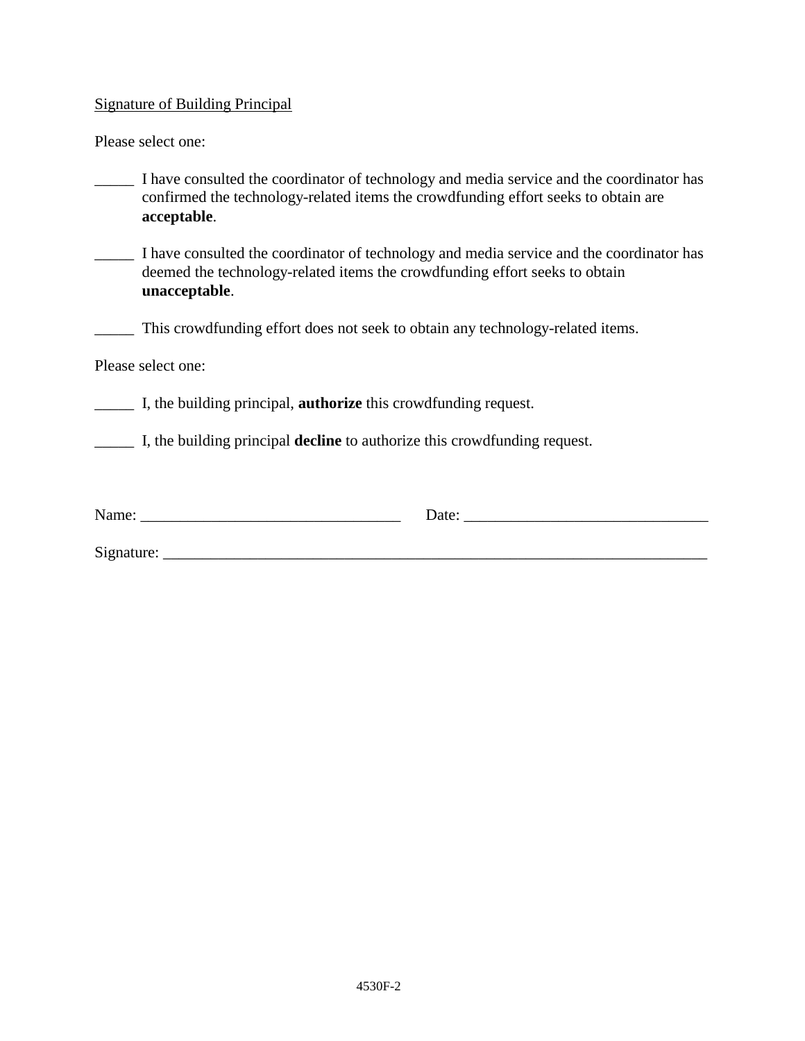<u>Signature of Building Principal</u>

Please select one:

_____ I have consulted the coordinator of technology and media service and the coordinator has confirmed the technology-related items the crowdfunding effort seeks to obtain are **acceptable**.

_____ I have consulted the coordinator of technology and media service and the coordinator has deemed the technology-related items the crowdfunding effort seeks to obtain **unacceptable**.

_____ This crowdfunding effort does not seek to obtain any technology-related items.

Please select one:

_____ I, the building principal, **authorize** this crowdfunding request.

_____ I, the building principal **decline** to authorize this crowdfunding request.

Name: _________________________________ Date: _______________________________

Signature: _____________________________________________________________________

4530F-2